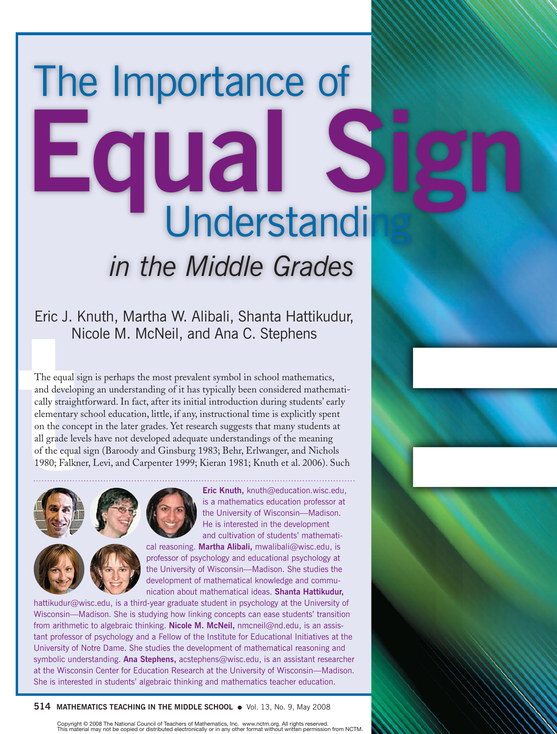# The Importance of Equal Sign Understanding *in the Middle Grades*

Eric J. Knuth, Martha W. Alibali, Shanta Hattikudur, Nicole M. McNeil, and Ana C. Stephens

The equal sign is perhaps the most prevalent symbol in school mathematics, and developing an understanding of it has typically been considered mathematically straightforward. In fact, after its initial introduction during students' early elementary school education, little, if any, instructional time is explicitly spent on the concept in the later grades. Yet research suggests that many students at all grade levels have not developed adequate understandings of the meaning of the equal sign (Baroody and Ginsburg 1983; Behr, Erlwanger, and Nichols 1980; Falkner, Levi, and Carpenter 1999; Kieran 1981; Knuth et al. 2006). Such

**Eric Knuth,** knuth@education.wisc.edu, is a mathematics education professor at the University of Wisconsin—Madison. He is interested in the development and cultivation of students' mathematical reasoning. **Martha Alibali,** mwalibali@wisc.edu, is professor of psychology and educational psychology at the University of Wisconsin—Madison. She studies the development of mathematical knowledge and communication about mathematical ideas. **Shanta Hattikudur,** hattikudur@wisc.edu, is a third-year graduate student in psychology at the University of Wisconsin—Madison. She is studying how linking concepts can ease students' transition from arithmetic to algebraic thinking. **Nicole M. McNeil,** nmcneil@nd.edu, is an assistant professor of psychology and a Fellow of the Institute for Educational Initiatives at the University of Notre Dame. She studies the development of mathematical reasoning and symbolic understanding. **Ana Stephens,** acstephens@wisc.edu, is an assistant researcher at the Wisconsin Center for Education Research at the University of Wisconsin—Madison. She is interested in students' algebraic thinking and mathematics teacher education.

Copyright © 2008 The National Council of Teachers of Mathematics, Inc. www.nctm.org. All rights reserved. This material may not be copied or distributed electronically or in any other format without written permission from NCTM.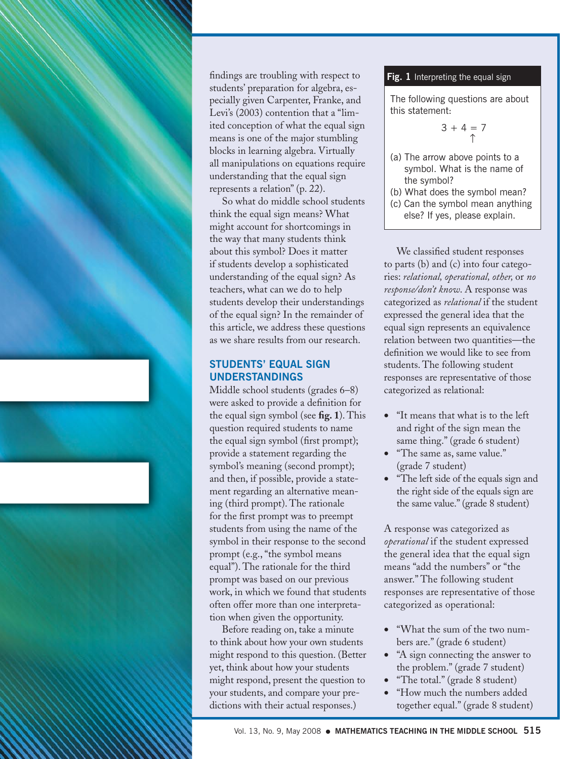findings are troubling with respect to students' preparation for algebra, especially given Carpenter, Franke, and Levi's (2003) contention that a "limited conception of what the equal sign means is one of the major stumbling blocks in learning algebra. Virtually all manipulations on equations require understanding that the equal sign represents a relation" (p. 22).

So what do middle school students think the equal sign means? What might account for shortcomings in the way that many students think about this symbol? Does it matter if students develop a sophisticated understanding of the equal sign? As teachers, what can we do to help students develop their understandings of the equal sign? In the remainder of this article, we address these questions as we share results from our research.

## STUDENTS' EQUAL SIGN UNDERSTANDINGS

Middle school students (grades 6–8) were asked to provide a definition for the equal sign symbol (see **fig. 1**). This question required students to name the equal sign symbol (first prompt); provide a statement regarding the symbol's meaning (second prompt); and then, if possible, provide a statement regarding an alternative meaning (third prompt). The rationale for the first prompt was to preempt students from using the name of the symbol in their response to the second prompt (e.g., "the symbol means equal"). The rationale for the third prompt was based on our previous work, in which we found that students often offer more than one interpretation when given the opportunity.

Before reading on, take a minute to think about how your own students might respond to this question. (Better yet, think about how your students might respond, present the question to your students, and compare your predictions with their actual responses.)

**Fig. 1** Interpreting the equal sign

> The following questions are about this statement:
>
> $$3 + 4 = 7$$
> $$\uparrow$$
>
> (a) The arrow above points to a symbol. What is the name of the symbol?
>
> (b) What does the symbol mean?
>
> (c) Can the symbol mean anything else? If yes, please explain.

We classified student responses to parts (b) and (c) into four categories: *relational, operational, other,* or *no response/don't know*. A response was categorized as *relational* if the student expressed the general idea that the equal sign represents an equivalence relation between two quantities—the definition we would like to see from students. The following student responses are representative of those categorized as relational:

- "It means that what is to the left and right of the sign mean the same thing." (grade 6 student)
- "The same as, same value." (grade 7 student)
- "The left side of the equals sign and the right side of the equals sign are the same value." (grade 8 student)

A response was categorized as *operational* if the student expressed the general idea that the equal sign means "add the numbers" or "the answer." The following student responses are representative of those categorized as operational:

- "What the sum of the two numbers are." (grade 6 student)
- "A sign connecting the answer to the problem." (grade 7 student)
- "The total." (grade 8 student)
- "How much the numbers added together equal." (grade 8 student)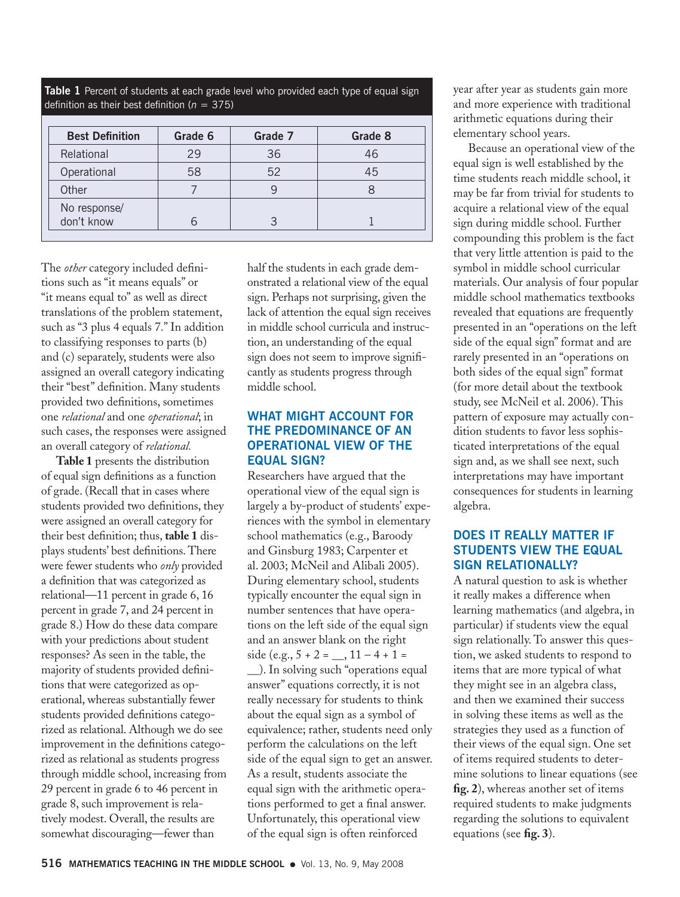**Table 1** Percent of students at each grade level who provided each type of equal sign definition as their best definition ($n$ = 375)

| Best Definition | Grade 6 | Grade 7 | Grade 8 |
| --- | --- | --- | --- |
| Relational | 29 | 36 | 46 |
| Operational | 58 | 52 | 45 |
| Other | 7 | 9 | 8 |
| No response/ don't know | 6 | 3 | 1 |

The *other* category included definitions such as "it means equals" or "it means equal to" as well as direct translations of the problem statement, such as "3 plus 4 equals 7." In addition to classifying responses to parts (b) and (c) separately, students were also assigned an overall category indicating their "best" definition. Many students provided two definitions, sometimes one *relational* and one *operational*; in such cases, the responses were assigned an overall category of *relational.*

**Table 1** presents the distribution of equal sign definitions as a function of grade. (Recall that in cases where students provided two definitions, they were assigned an overall category for their best definition; thus, **table 1** displays students' best definitions. There were fewer students who *only* provided a definition that was categorized as relational—11 percent in grade 6, 16 percent in grade 7, and 24 percent in grade 8.) How do these data compare with your predictions about student responses? As seen in the table, the majority of students provided definitions that were categorized as operational, whereas substantially fewer students provided definitions categorized as relational. Although we do see improvement in the definitions categorized as relational as students progress through middle school, increasing from 29 percent in grade 6 to 46 percent in grade 8, such improvement is relatively modest. Overall, the results are somewhat discouraging—fewer than half the students in each grade demonstrated a relational view of the equal sign. Perhaps not surprising, given the lack of attention the equal sign receives in middle school curricula and instruction, an understanding of the equal sign does not seem to improve significantly as students progress through middle school.

## WHAT MIGHT ACCOUNT FOR THE PREDOMINANCE OF AN OPERATIONAL VIEW OF THE EQUAL SIGN?

Researchers have argued that the operational view of the equal sign is largely a by-product of students' experiences with the symbol in elementary school mathematics (e.g., Baroody and Ginsburg 1983; Carpenter et al. 2003; McNeil and Alibali 2005). During elementary school, students typically encounter the equal sign in number sentences that have operations on the left side of the equal sign and an answer blank on the right side (e.g., $5 + 2 =$ __, $11 - 4 + 1 =$ __). In solving such "operations equal answer" equations correctly, it is not really necessary for students to think about the equal sign as a symbol of equivalence; rather, students need only perform the calculations on the left side of the equal sign to get an answer. As a result, students associate the equal sign with the arithmetic operations performed to get a final answer. Unfortunately, this operational view of the equal sign is often reinforced year after year as students gain more and more experience with traditional arithmetic equations during their elementary school years.

Because an operational view of the equal sign is well established by the time students reach middle school, it may be far from trivial for students to acquire a relational view of the equal sign during middle school. Further compounding this problem is the fact that very little attention is paid to the symbol in middle school curricular materials. Our analysis of four popular middle school mathematics textbooks revealed that equations are frequently presented in an "operations on the left side of the equal sign" format and are rarely presented in an "operations on both sides of the equal sign" format (for more detail about the textbook study, see McNeil et al. 2006). This pattern of exposure may actually condition students to favor less sophisticated interpretations of the equal sign and, as we shall see next, such interpretations may have important consequences for students in learning algebra.

## DOES IT REALLY MATTER IF STUDENTS VIEW THE EQUAL SIGN RELATIONALLY?

A natural question to ask is whether it really makes a difference when learning mathematics (and algebra, in particular) if students view the equal sign relationally. To answer this question, we asked students to respond to items that are more typical of what they might see in an algebra class, and then we examined their success in solving these items as well as the strategies they used as a function of their views of the equal sign. One set of items required students to determine solutions to linear equations (see **fig. 2**), whereas another set of items required students to make judgments regarding the solutions to equivalent equations (see **fig. 3**).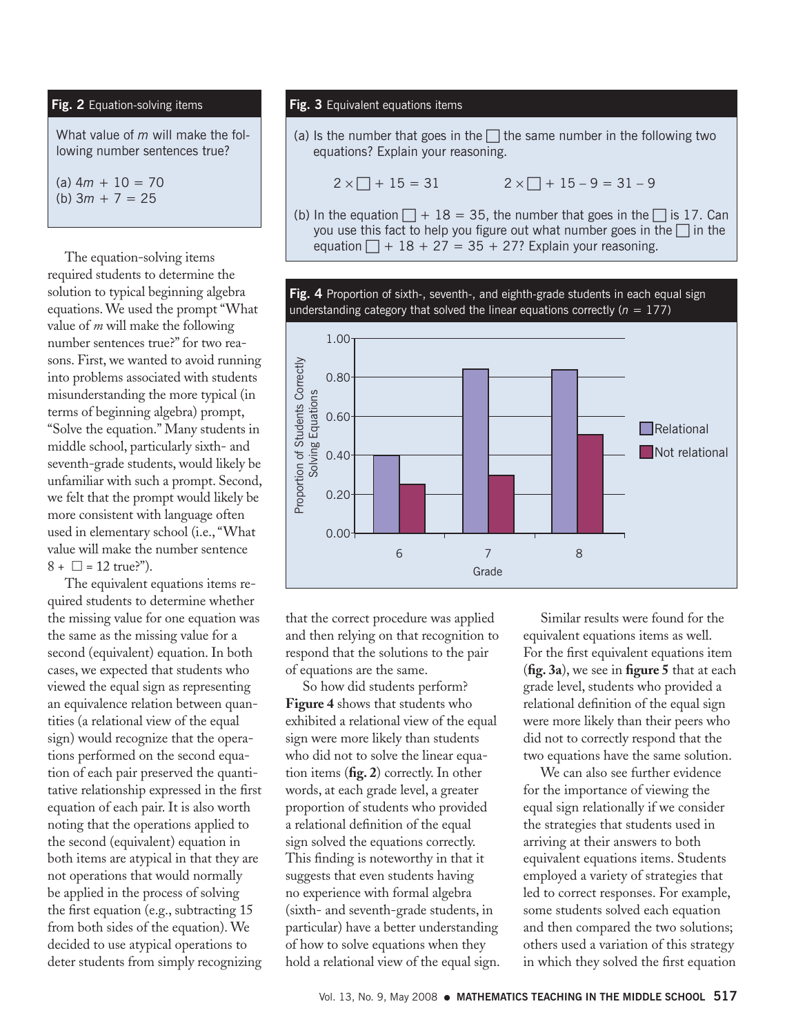**Fig. 2** Equation-solving items

What value of $m$ will make the following number sentences true?

(a) $4m + 10 = 70$
(b) $3m + 7 = 25$

The equation-solving items required students to determine the solution to typical beginning algebra equations. We used the prompt "What value of *m* will make the following number sentences true?" for two reasons. First, we wanted to avoid running into problems associated with students misunderstanding the more typical (in terms of beginning algebra) prompt, "Solve the equation." Many students in middle school, particularly sixth- and seventh-grade students, would likely be unfamiliar with such a prompt. Second, we felt that the prompt would likely be more consistent with language often used in elementary school (i.e., "What value will make the number sentence $8 + \square = 12$ true?").

The equivalent equations items required students to determine whether the missing value for one equation was the same as the missing value for a second (equivalent) equation. In both cases, we expected that students who viewed the equal sign as representing an equivalence relation between quantities (a relational view of the equal sign) would recognize that the operations performed on the second equation of each pair preserved the quantitative relationship expressed in the first equation of each pair. It is also worth noting that the operations applied to the second (equivalent) equation in both items are atypical in that they are not operations that would normally be applied in the process of solving the first equation (e.g., subtracting 15 from both sides of the equation). We decided to use atypical operations to deter students from simply recognizing that the correct procedure was applied and then relying on that recognition to respond that the solutions to the pair of equations are the same.

**Fig. 3** Equivalent equations items

(a) Is the number that goes in the $\square$ the same number in the following two equations? Explain your reasoning.

$$2 \times \square + 15 = 31 \qquad 2 \times \square + 15 - 9 = 31 - 9$$

(b) In the equation $\square + 18 = 35$, the number that goes in the $\square$ is 17. Can you use this fact to help you figure out what number goes in the $\square$ in the equation $\square + 18 + 27 = 35 + 27$? Explain your reasoning.

**Fig. 4** Proportion of sixth-, seventh-, and eighth-grade students in each equal sign understanding category that solved the linear equations correctly ($n = 177$)

| Grade | Relational | Not relational |
|---|---|---|
| 6 | 0.40 | 0.25 |
| 7 | 0.84 | 0.30 |
| 8 | 0.84 | 0.50 |

So how did students perform? **Figure 4** shows that students who exhibited a relational view of the equal sign were more likely than students who did not to solve the linear equation items (**fig. 2**) correctly. In other words, at each grade level, a greater proportion of students who provided a relational definition of the equal sign solved the equations correctly. This finding is noteworthy in that it suggests that even students having no experience with formal algebra (sixth- and seventh-grade students, in particular) have a better understanding of how to solve equations when they hold a relational view of the equal sign.

Similar results were found for the equivalent equations items as well. For the first equivalent equations item (**fig. 3a**), we see in **figure 5** that at each grade level, students who provided a relational definition of the equal sign were more likely than their peers who did not to correctly respond that the two equations have the same solution.

We can also see further evidence for the importance of viewing the equal sign relationally if we consider the strategies that students used in arriving at their answers to both equivalent equations items. Students employed a variety of strategies that led to correct responses. For example, some students solved each equation and then compared the two solutions; others used a variation of this strategy in which they solved the first equation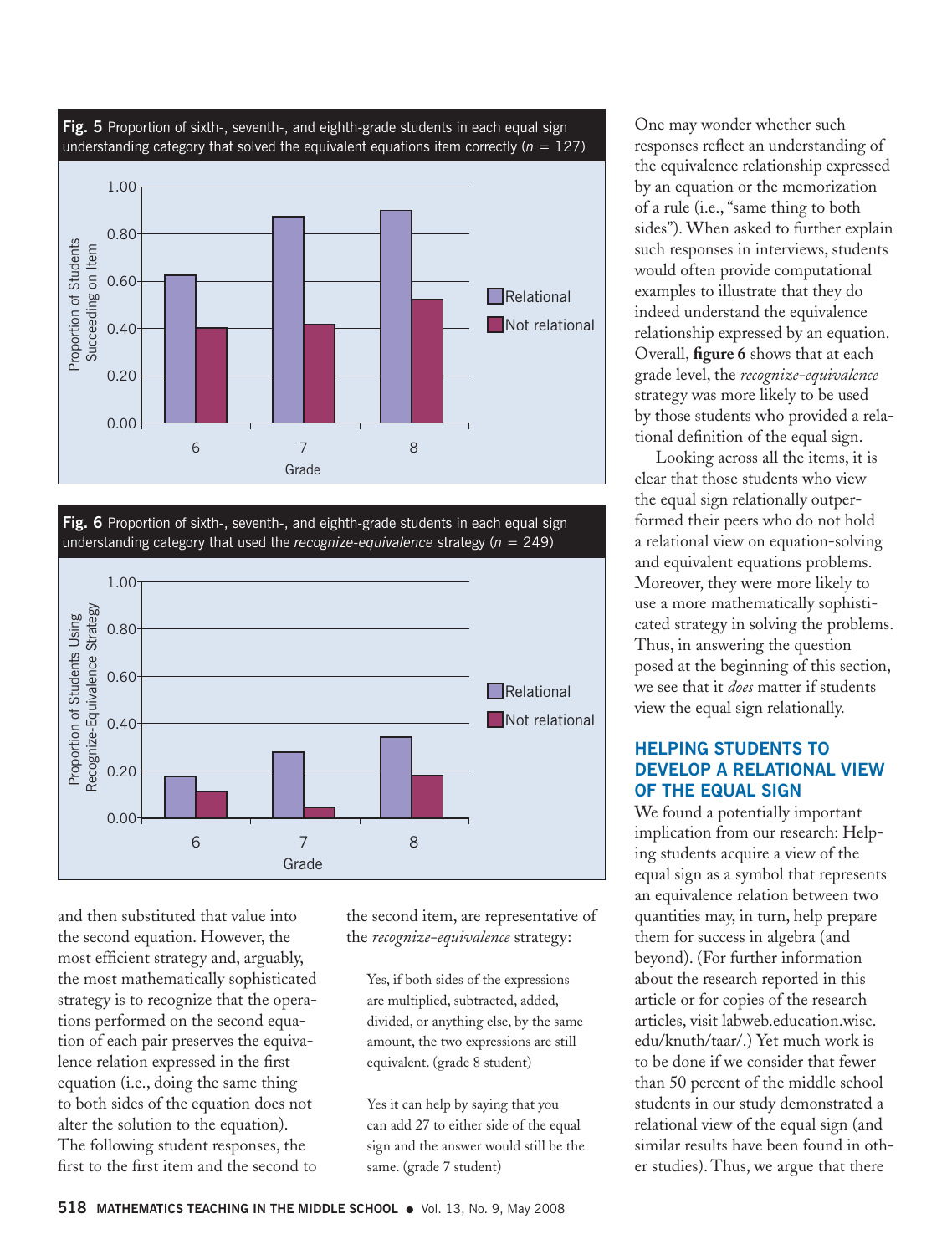**Fig. 5** Proportion of sixth-, seventh-, and eighth-grade students in each equal sign understanding category that solved the equivalent equations item correctly ($n = 127$)

**Fig. 6** Proportion of sixth-, seventh-, and eighth-grade students in each equal sign understanding category that used the *recognize-equivalence* strategy ($n = 249$)

and then substituted that value into the second equation. However, the most efficient strategy and, arguably, the most mathematically sophisticated strategy is to recognize that the operations performed on the second equation of each pair preserves the equivalence relation expressed in the first equation (i.e., doing the same thing to both sides of the equation does not alter the solution to the equation). The following student responses, the first to the first item and the second to the second item, are representative of the *recognize-equivalence* strategy:

> Yes, if both sides of the expressions are multiplied, subtracted, added, divided, or anything else, by the same amount, the two expressions are still equivalent. (grade 8 student)

> Yes it can help by saying that you can add 27 to either side of the equal sign and the answer would still be the same. (grade 7 student)

One may wonder whether such responses reflect an understanding of the equivalence relationship expressed by an equation or the memorization of a rule (i.e., "same thing to both sides"). When asked to further explain such responses in interviews, students would often provide computational examples to illustrate that they do indeed understand the equivalence relationship expressed by an equation. Overall, **figure 6** shows that at each grade level, the *recognize-equivalence* strategy was more likely to be used by those students who provided a relational definition of the equal sign.

Looking across all the items, it is clear that those students who view the equal sign relationally outperformed their peers who do not hold a relational view on equation-solving and equivalent equations problems. Moreover, they were more likely to use a more mathematically sophisticated strategy in solving the problems. Thus, in answering the question posed at the beginning of this section, we see that it *does* matter if students view the equal sign relationally.

## HELPING STUDENTS TO DEVELOP A RELATIONAL VIEW OF THE EQUAL SIGN

We found a potentially important implication from our research: Helping students acquire a view of the equal sign as a symbol that represents an equivalence relation between two quantities may, in turn, help prepare them for success in algebra (and beyond). (For further information about the research reported in this article or for copies of the research articles, visit labweb.education.wisc.edu/knuth/taar/.) Yet much work is to be done if we consider that fewer than 50 percent of the middle school students in our study demonstrated a relational view of the equal sign (and similar results have been found in other studies). Thus, we argue that there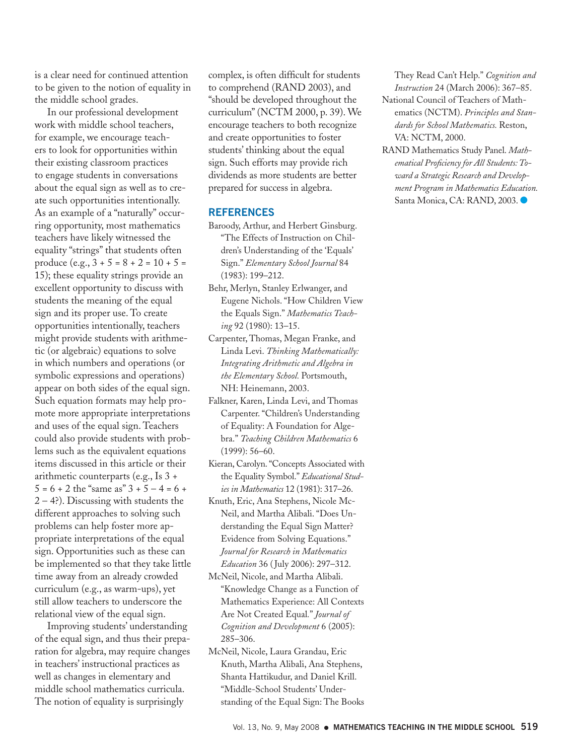is a clear need for continued attention to be given to the notion of equality in the middle school grades.

In our professional development work with middle school teachers, for example, we encourage teachers to look for opportunities within their existing classroom practices to engage students in conversations about the equal sign as well as to create such opportunities intentionally. As an example of a "naturally" occurring opportunity, most mathematics teachers have likely witnessed the equality "strings" that students often produce (e.g., $3 + 5 = 8 + 2 = 10 + 5 = 15$); these equality strings provide an excellent opportunity to discuss with students the meaning of the equal sign and its proper use. To create opportunities intentionally, teachers might provide students with arithmetic (or algebraic) equations to solve in which numbers and operations (or symbolic expressions and operations) appear on both sides of the equal sign. Such equation formats may help promote more appropriate interpretations and uses of the equal sign. Teachers could also provide students with problems such as the equivalent equations items discussed in this article or their arithmetic counterparts (e.g., Is $3 + 5 = 6 + 2$ the "same as" $3 + 5 - 4 = 6 + 2 - 4$?). Discussing with students the different approaches to solving such problems can help foster more appropriate interpretations of the equal sign. Opportunities such as these can be implemented so that they take little time away from an already crowded curriculum (e.g., as warm-ups), yet still allow teachers to underscore the relational view of the equal sign.

Improving students' understanding of the equal sign, and thus their preparation for algebra, may require changes in teachers' instructional practices as well as changes in elementary and middle school mathematics curricula. The notion of equality is surprisingly complex, is often difficult for students to comprehend (RAND 2003), and "should be developed throughout the curriculum" (NCTM 2000, p. 39). We encourage teachers to both recognize and create opportunities to foster students' thinking about the equal sign. Such efforts may provide rich dividends as more students are better prepared for success in algebra.

## REFERENCES

Baroody, Arthur, and Herbert Ginsburg. "The Effects of Instruction on Children's Understanding of the 'Equals' Sign." *Elementary School Journal* 84 (1983): 199–212.

Behr, Merlyn, Stanley Erlwanger, and Eugene Nichols. "How Children View the Equals Sign." *Mathematics Teaching* 92 (1980): 13–15.

Carpenter, Thomas, Megan Franke, and Linda Levi. *Thinking Mathematically: Integrating Arithmetic and Algebra in the Elementary School.* Portsmouth, NH: Heinemann, 2003.

Falkner, Karen, Linda Levi, and Thomas Carpenter. "Children's Understanding of Equality: A Foundation for Algebra." *Teaching Children Mathematics* 6 (1999): 56–60.

Kieran, Carolyn. "Concepts Associated with the Equality Symbol." *Educational Studies in Mathematics* 12 (1981): 317–26.

Knuth, Eric, Ana Stephens, Nicole McNeil, and Martha Alibali. "Does Understanding the Equal Sign Matter? Evidence from Solving Equations." *Journal for Research in Mathematics Education* 36 (July 2006): 297–312.

McNeil, Nicole, and Martha Alibali. "Knowledge Change as a Function of Mathematics Experience: All Contexts Are Not Created Equal." *Journal of Cognition and Development* 6 (2005): 285–306.

McNeil, Nicole, Laura Grandau, Eric Knuth, Martha Alibali, Ana Stephens, Shanta Hattikudur, and Daniel Krill. "Middle-School Students' Understanding of the Equal Sign: The Books They Read Can't Help." *Cognition and Instruction* 24 (March 2006): 367–85.

National Council of Teachers of Mathematics (NCTM). *Principles and Standards for School Mathematics.* Reston, VA: NCTM, 2000.

RAND Mathematics Study Panel. *Mathematical Proficiency for All Students: Toward a Strategic Research and Development Program in Mathematics Education.* Santa Monica, CA: RAND, 2003.